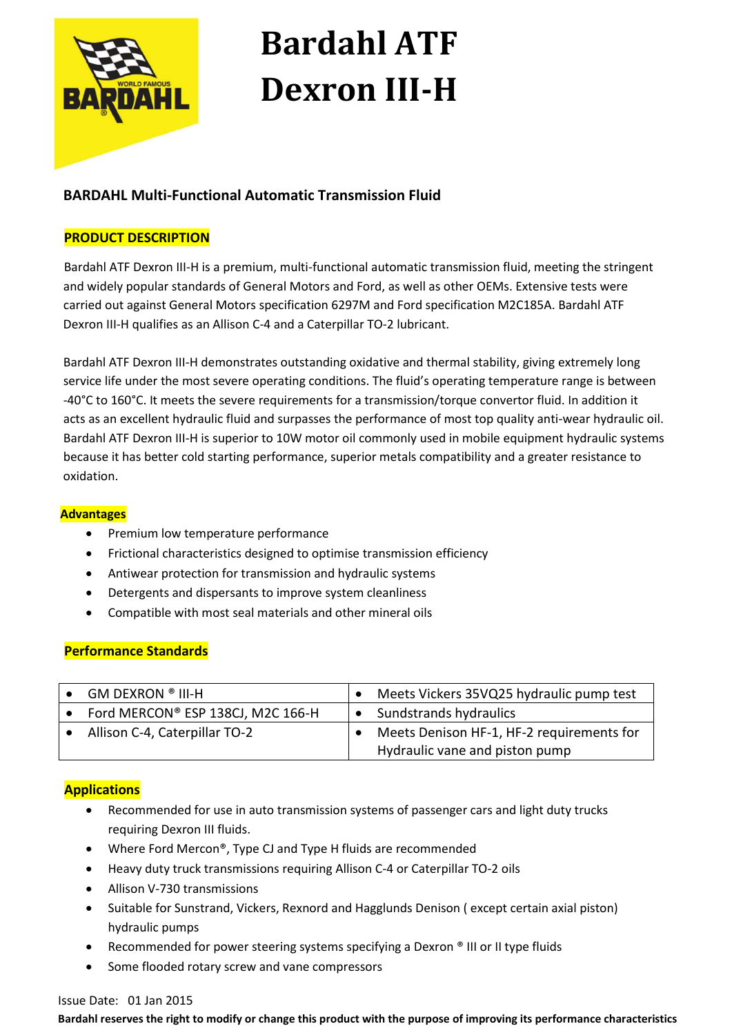# Bardahl ATF Dexron III-H

## BARDAHL Multi-Functional Automatic Transmission Fluid

### PRODUCT DESCRIPTION

Bardahl ATF Dexron III-H is a premium, multi-functional automatic transmission fluid, meeting the stringent and widely popular standards of General Motors and Ford, as well as other OEMs. Extensive tests were carried out against General Motors specification 6297M and Ford specification M2C185A. Bardahl ATF Dexron III-H qualifies as an Allison C-4 and a Caterpillar TO-2 lubricant.

Bardahl ATF Dexron III-H demonstrates outstanding oxidative and thermal stability, giving extremely long service life under the most severe operating conditions. The fluid's operating temperature range is between -40°C to 160°C. It meets the severe requirements for a transmission/torque convertor fluid. In addition it acts as an excellent hydraulic fluid and surpasses the performance of most top quality anti-wear hydraulic oil. Bardahl ATF Dexron III-H is superior to 10W motor oil commonly used in mobile equipment hydraulic systems because it has better cold starting performance, superior metals compatibility and a greater resistance to oxidation.

### Advantages

- Premium low temperature performance
- Frictional characteristics designed to optimise transmission efficiency
- Antiwear protection for transmission and hydraulic systems
- Detergents and dispersants to improve system cleanliness
- Compatible with most seal materials and other mineral oils

### Performance Standards

| | |
|---|---|
| • GM DEXRON ® III-H | • Meets Vickers 35VQ25 hydraulic pump test |
| • Ford MERCON® ESP 138CJ, M2C 166-H | • Sundstrands hydraulics |
| • Allison C-4, Caterpillar TO-2 | • Meets Denison HF-1, HF-2 requirements for Hydraulic vane and piston pump |

### Applications

- Recommended for use in auto transmission systems of passenger cars and light duty trucks requiring Dexron III fluids.
- Where Ford Mercon®, Type CJ and Type H fluids are recommended
- Heavy duty truck transmissions requiring Allison C-4 or Caterpillar TO-2 oils
- Allison V-730 transmissions
- Suitable for Sunstrand, Vickers, Rexnord and Hagglunds Denison ( except certain axial piston) hydraulic pumps
- Recommended for power steering systems specifying a Dexron ® III or II type fluids
- Some flooded rotary screw and vane compressors

Issue Date: 01 Jan 2015

**Bardahl reserves the right to modify or change this product with the purpose of improving its performance characteristics**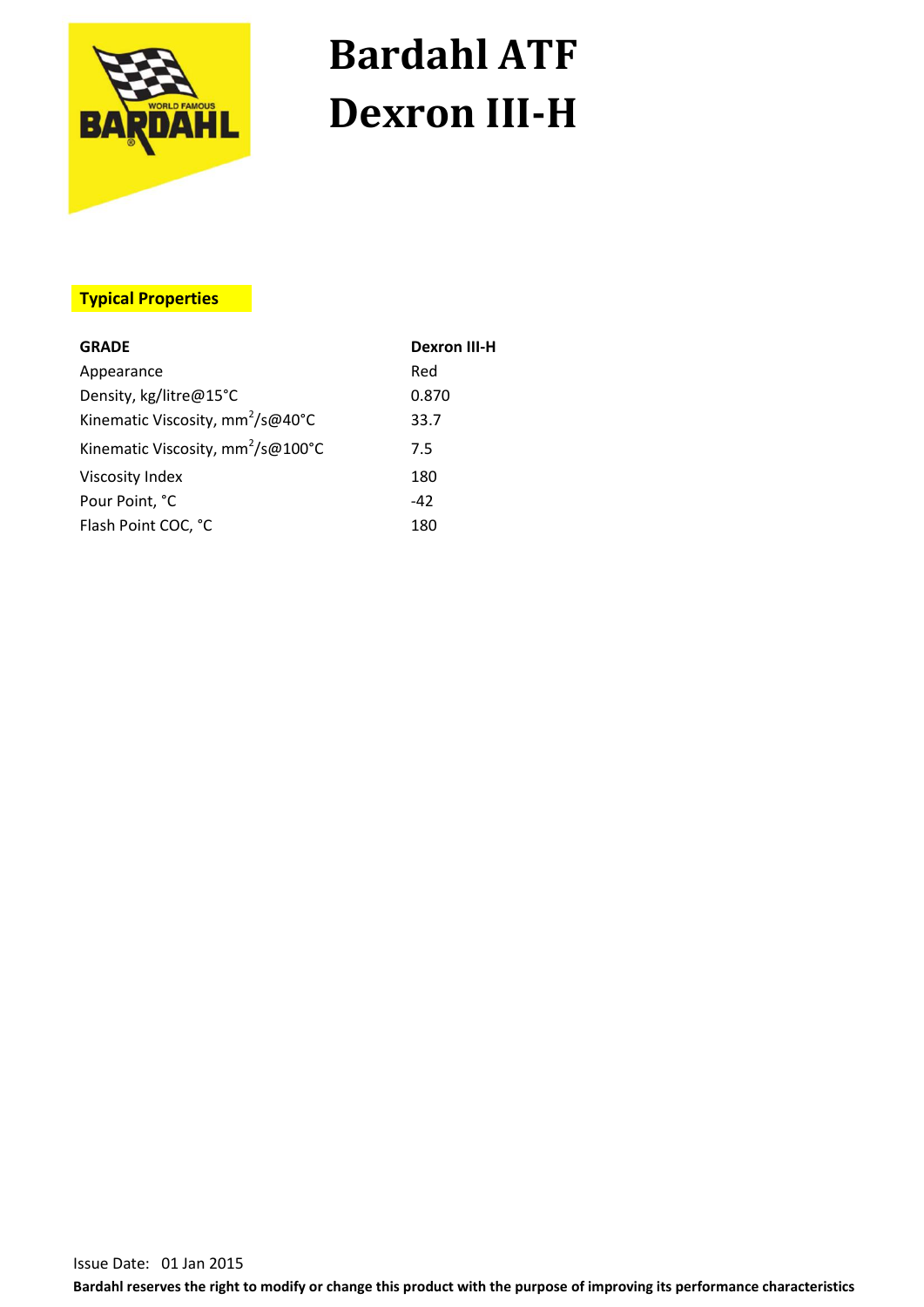# Bardahl ATF Dexron III-H

## Typical Properties

| GRADE | Dexron III-H |
|---|---|
| Appearance | Red |
| Density, kg/litre@15°C | 0.870 |
| Kinematic Viscosity, $mm^2/s$@40°C | 33.7 |
| Kinematic Viscosity, $mm^2/s$@100°C | 7.5 |
| Viscosity Index | 180 |
| Pour Point, °C | -42 |
| Flash Point COC, °C | 180 |

Issue Date: 01 Jan 2015

**Bardahl reserves the right to modify or change this product with the purpose of improving its performance characteristics**